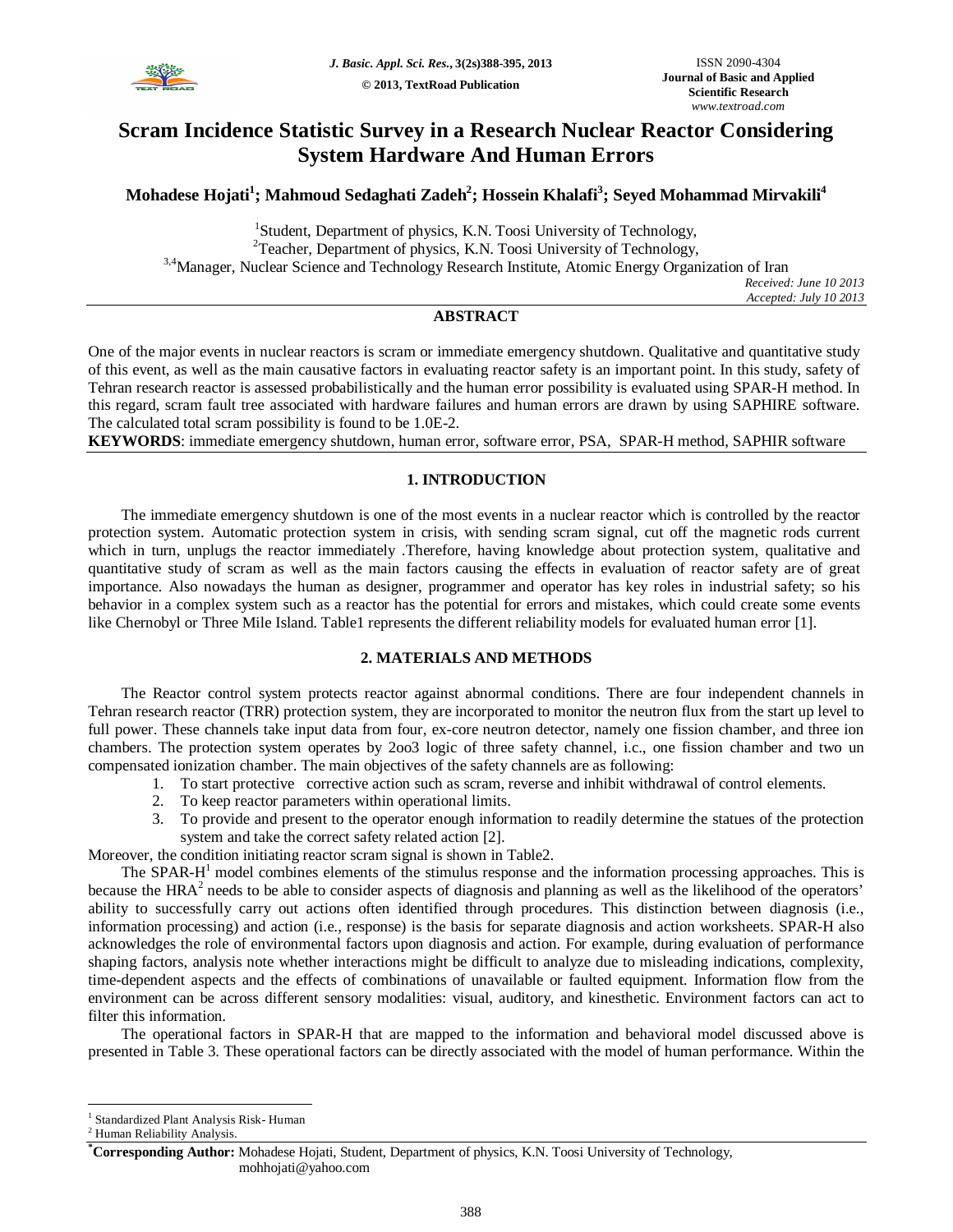# Scram Incidence Statistic Survey in a Research Nuclear Reactor Considering System Hardware And Human Errors

**Mohadese Hojati[1]; Mahmoud Sedaghati Zadeh[2]; Hossein Khalafi[3]; Seyed Mohammad Mirvakili[4]**

[1]Student, Department of physics, K.N. Toosi University of Technology,
[2]Teacher, Department of physics, K.N. Toosi University of Technology,
[3,4]Manager, Nuclear Science and Technology Research Institute, Atomic Energy Organization of Iran

*Received: June 10 2013*
*Accepted: July 10 2013*

## ABSTRACT

One of the major events in nuclear reactors is scram or immediate emergency shutdown. Qualitative and quantitative study of this event, as well as the main causative factors in evaluating reactor safety is an important point. In this study, safety of Tehran research reactor is assessed probabilistically and the human error possibility is evaluated using SPAR-H method. In this regard, scram fault tree associated with hardware failures and human errors are drawn by using SAPHIRE software. The calculated total scram possibility is found to be 1.0E-2.

**KEYWORDS**: immediate emergency shutdown, human error, software error, PSA, SPAR-H method, SAPHIR software

## 1. INTRODUCTION

The immediate emergency shutdown is one of the most events in a nuclear reactor which is controlled by the reactor protection system. Automatic protection system in crisis, with sending scram signal, cut off the magnetic rods current which in turn, unplugs the reactor immediately .Therefore, having knowledge about protection system, qualitative and quantitative study of scram as well as the main factors causing the effects in evaluation of reactor safety are of great importance. Also nowadays the human as designer, programmer and operator has key roles in industrial safety; so his behavior in a complex system such as a reactor has the potential for errors and mistakes, which could create some events like Chernobyl or Three Mile Island. Table1 represents the different reliability models for evaluated human error [1].

## 2. MATERIALS AND METHODS

The Reactor control system protects reactor against abnormal conditions. There are four independent channels in Tehran research reactor (TRR) protection system, they are incorporated to monitor the neutron flux from the start up level to full power. These channels take input data from four, ex-core neutron detector, namely one fission chamber, and three ion chambers. The protection system operates by 2oo3 logic of three safety channel, i.e., one fission chamber and two un compensated ionization chamber. The main objectives of the safety channels are as following:

1. To start protective corrective action such as scram, reverse and inhibit withdrawal of control elements.
2. To keep reactor parameters within operational limits.
3. To provide and present to the operator enough information to readily determine the statues of the protection system and take the correct safety related action [2].

Moreover, the condition initiating reactor scram signal is shown in Table2.

The SPAR-H[1] model combines elements of the stimulus response and the information processing approaches. This is because the HRA[2] needs to be able to consider aspects of diagnosis and planning as well as the likelihood of the operators' ability to successfully carry out actions often identified through procedures. This distinction between diagnosis (i.e., information processing) and action (i.e., response) is the basis for separate diagnosis and action worksheets. SPAR-H also acknowledges the role of environmental factors upon diagnosis and action. For example, during evaluation of performance shaping factors, analysis note whether interactions might be difficult to analyze due to misleading indications, complexity, time-dependent aspects and the effects of combinations of unavailable or faulted equipment. Information flow from the environment can be across different sensory modalities: visual, auditory, and kinesthetic. Environment factors can act to filter this information.

The operational factors in SPAR-H that are mapped to the information and behavioral model discussed above is presented in Table 3. These operational factors can be directly associated with the model of human performance. Within the

[1] Standardized Plant Analysis Risk- Human
[2] Human Reliability Analysis.

**\*Corresponding Author:** Mohadese Hojati, Student, Department of physics, K.N. Toosi University of Technology, mohhojati@yahoo.com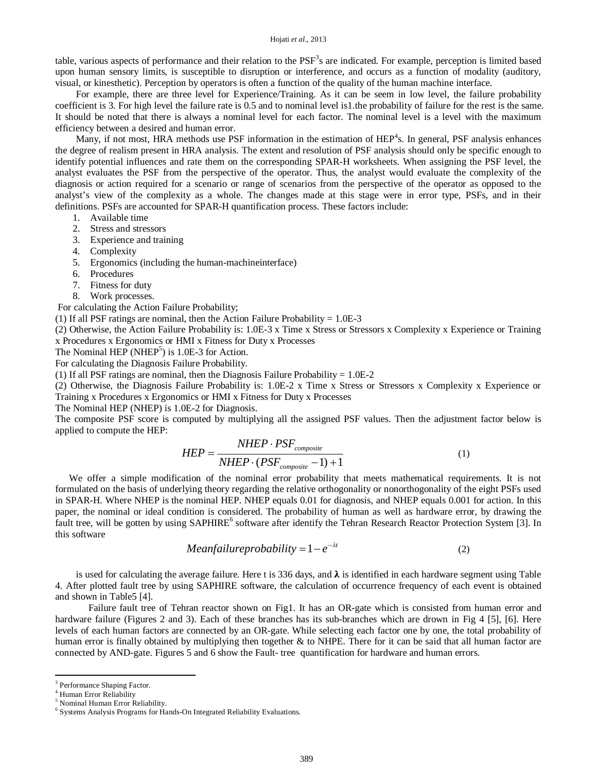table, various aspects of performance and their relation to the PSF[3]s are indicated. For example, perception is limited based upon human sensory limits, is susceptible to disruption or interference, and occurs as a function of modality (auditory, visual, or kinesthetic). Perception by operators is often a function of the quality of the human machine interface.

For example, there are three level for Experience/Training. As it can be seem in low level, the failure probability coefficient is 3. For high level the failure rate is 0.5 and to nominal level is1.the probability of failure for the rest is the same. It should be noted that there is always a nominal level for each factor. The nominal level is a level with the maximum efficiency between a desired and human error.

Many, if not most, HRA methods use PSF information in the estimation of HEP[4]s. In general, PSF analysis enhances the degree of realism present in HRA analysis. The extent and resolution of PSF analysis should only be specific enough to identify potential influences and rate them on the corresponding SPAR-H worksheets. When assigning the PSF level, the analyst evaluates the PSF from the perspective of the operator. Thus, the analyst would evaluate the complexity of the diagnosis or action required for a scenario or range of scenarios from the perspective of the operator as opposed to the analyst's view of the complexity as a whole. The changes made at this stage were in error type, PSFs, and in their definitions. PSFs are accounted for SPAR-H quantification process. These factors include:

1. Available time
2. Stress and stressors
3. Experience and training
4. Complexity
5. Ergonomics (including the human-machineinterface)
6. Procedures
7. Fitness for duty
8. Work processes.

For calculating the Action Failure Probability;

(1) If all PSF ratings are nominal, then the Action Failure Probability = 1.0E-3

(2) Otherwise, the Action Failure Probability is: 1.0E-3 x Time x Stress or Stressors x Complexity x Experience or Training x Procedures x Ergonomics or HMI x Fitness for Duty x Processes

The Nominal HEP (NHEP[5]) is 1.0E-3 for Action.

For calculating the Diagnosis Failure Probability.

(1) If all PSF ratings are nominal, then the Diagnosis Failure Probability = 1.0E-2

(2) Otherwise, the Diagnosis Failure Probability is: 1.0E-2 x Time x Stress or Stressors x Complexity x Experience or Training x Procedures x Ergonomics or HMI x Fitness for Duty x Processes

The Nominal HEP (NHEP) is 1.0E-2 for Diagnosis.

The composite PSF score is computed by multiplying all the assigned PSF values. Then the adjustment factor below is applied to compute the HEP:

$$HEP = \frac{NHEP \cdot PSF_{composite}}{NHEP \cdot (PSF_{composite} - 1) + 1} \tag{1}$$

We offer a simple modification of the nominal error probability that meets mathematical requirements. It is not formulated on the basis of underlying theory regarding the relative orthogonality or nonorthogonality of the eight PSFs used in SPAR-H. Where NHEP is the nominal HEP. NHEP equals 0.01 for diagnosis, and NHEP equals 0.001 for action. In this paper, the nominal or ideal condition is considered. The probability of human as well as hardware error, by drawing the fault tree, will be gotten by using SAPHIRE[6] software after identify the Tehran Research Reactor Protection System [3]. In this software

$$Meanfailureprobability = 1 - e^{-\lambda t} \tag{2}$$

is used for calculating the average failure. Here t is 336 days, and **λ** is identified in each hardware segment using Table 4. After plotted fault tree by using SAPHIRE software, the calculation of occurrence frequency of each event is obtained and shown in Table5 [4].

Failure fault tree of Tehran reactor shown on Fig1. It has an OR-gate which is consisted from human error and hardware failure (Figures 2 and 3). Each of these branches has its sub-branches which are drowned in Fig 4 [5], [6]. Here levels of each human factors are connected by an OR-gate. While selecting each factor one by one, the total probability of human error is finally obtained by multiplying then together & to NHPE. There for it can be said that all human factor are connected by AND-gate. Figures 5 and 6 show the Fault- tree quantification for hardware and human errors.

---

[3] Performance Shaping Factor.

[4] Human Error Reliability

[5] Nominal Human Error Reliability.

[6] Systems Analysis Programs for Hands-On Integrated Reliability Evaluations.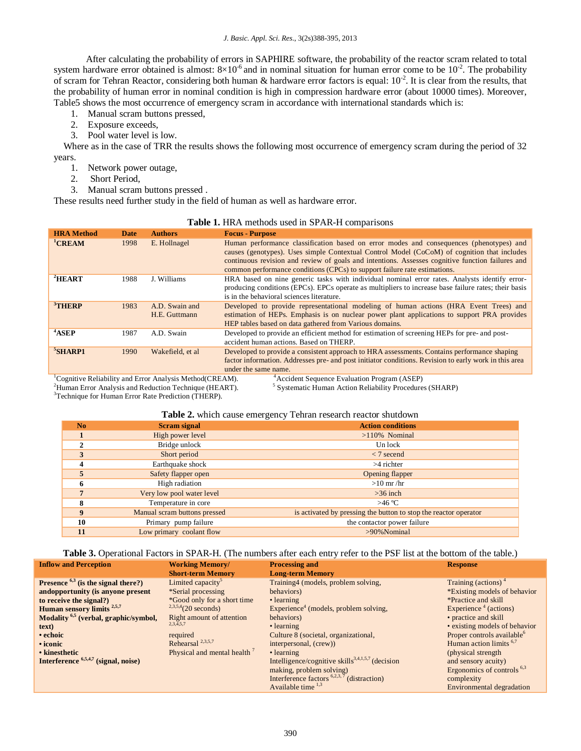After calculating the probability of errors in SAPHIRE software, the probability of the reactor scram related to total system hardware error obtained is almost: $8\times10^{-6}$ and in nominal situation for human error come to be $10^{-2}$. The probability of scram for Tehran Reactor, considering both human & hardware error factors is equal: $10^{-2}$. It is clear from the results, that the probability of human error in nominal condition is high in compression hardware error (about 10000 times). Moreover, Table5 shows the most occurrence of emergency scram in accordance with international standards which is:

1. Manual scram buttons pressed,
2. Exposure exceeds,
3. Pool water level is low.

Where as in the case of TRR the results shows the following most occurrence of emergency scram during the period of 32 years.

1. Network power outage,
2. Short Period,
3. Manual scram buttons pressed .

These results need further study in the field of human as well as hardware error.

**Table 1.** HRA methods used in SPAR-H comparisons

| HRA Method | Date | Authors | Focus - Purpose |
|---|---|---|---|
| [1]CREAM | 1998 | E. Hollnagel | Human performance classification based on error modes and consequences (phenotypes) and causes (genotypes). Uses simple Contextual Control Model (CoCoM) of cognition that includes continuous revision and review of goals and intentions. Assesses cognitive function failures and common performance conditions (CPCs) to support failure rate estimations. |
| [2]HEART | 1988 | J. Williams | HRA based on nine generic tasks with individual nominal error rates. Analysts identify error-producing conditions (EPCs). EPCs operate as multipliers to increase base failure rates; their basis is in the behavioral sciences literature. |
| [3]THERP | 1983 | A.D. Swain and H.E. Guttmann | Developed to provide representational modeling of human actions (HRA Event Trees) and estimation of HEPs. Emphasis is on nuclear power plant applications to support PRA provides HEP tables based on data gathered from Various domains. |
| [4]ASEP | 1987 | A.D. Swain | Developed to provide an efficient method for estimation of screening HEPs for pre- and post-accident human actions. Based on THERP. |
| [5]SHARP1 | 1990 | Wakefield, et al | Developed to provide a consistent approach to HRA assessments. Contains performance shaping factor information. Addresses pre- and post initiator conditions. Revision to early work in this area under the same name. |

[1]Cognitive Reliability and Error Analysis Method(CREAM).
[2]Human Error Analysis and Reduction Technique (HEART).
[3]Technique for Human Error Rate Prediction (THERP).
[4]Accident Sequence Evaluation Program (ASEP)
[5] Systematic Human Action Reliability Procedures (SHARP)

**Table 2.** which cause emergency Tehran research reactor shutdown

| No | Scram signal | Action conditions |
|---|---|---|
| 1 | High power level | >110% Nominal |
| 2 | Bridge unlock | Un lock |
| 3 | Short period | < 7 secend |
| 4 | Earthquake shock | >4 richter |
| 5 | Safety flapper open | Opening flapper |
| 6 | High radiation | >10 mr /hr |
| 7 | Very low pool water level | >36 inch |
| 8 | Temperature in core | >46 ºC |
| 9 | Manual scram buttons pressed | is activated by pressing the button to stop the reactor operator |
| 10 | Primary pump failure | the contactor power failure |
| 11 | Low primary coolant flow | >90%Nominal |

**Table 3.** Operational Factors in SPAR-H. (The numbers after each entry refer to the PSF list at the bottom of the table.)

| Inflow and Perception | Working Memory/ Short-term Memory | Processing and Long-term Memory | Response |
|---|---|---|---|
| **Presence [6,3] (is the signal there?) andopportunity (is anyone present to receive the signal?)**<br>**Human sensory limits [2,5,7]**<br>**Modality [6,5] (verbal, graphic/symbol, text)**<br>**• echoic**<br>**• iconic**<br>**• kinesthetic**<br>**Interference [6,5,4,7] (signal, noise)** | Limited capacity[5]<br>*Serial processing<br>*Good only for a short time [2,3,5,4](20 seconds)<br>Right amount of attention [2,3,4,5,7] required<br>Rehearsal [2,3,5,7]<br>Physical and mental health [7] | Training4 (models, problem solving, behaviors)<br>• learning<br>Experience[4] (models, problem solving, behaviors)<br>• learning<br>Culture 8 (societal, organizational, interpersonal, (crew))<br>• learning<br>Intelligence/cognitive skills[3,4,1,5,7] (decision making, problem solving)<br>Interference factors [6,2,3,7] (distraction)<br>Available time [1,3] | Training (actions) [4]<br>*Existing models of behavior<br>*Practice and skill<br>Experience [4] (actions)<br>• practice and skill<br>• existing models of behavior<br>Proper controls available[6]<br>Human action limits [6,7] (physical strength and sensory acuity)<br>Ergonomics of controls [6,3] complexity<br>Environmental degradation |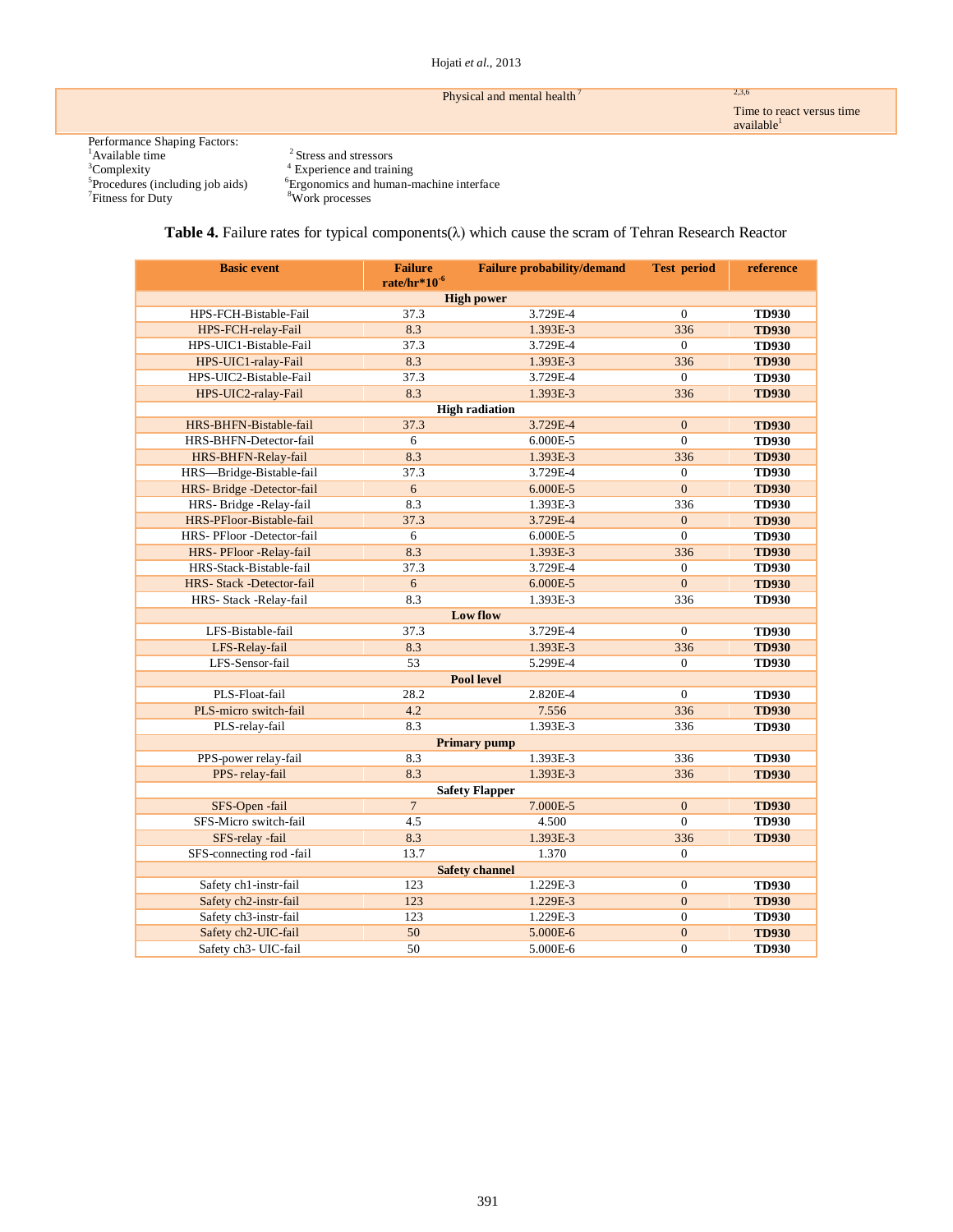| | | |
|---|---|---|
| | Physical and mental health [7] | [2,3,6] Time to react versus time available[1] |

Performance Shaping Factors:

[1]Available time [2] Stress and stressors
[3]Complexity [4] Experience and training
[5]Procedures (including job aids) [6]Ergonomics and human-machine interface
[7]Fitness for Duty [8]Work processes

**Table 4.** Failure rates for typical components(λ) which cause the scram of Tehran Research Reactor

| Basic event | Failure rate/hr*$10^{-6}$ | Failure probability/demand | Test period | reference |
|---|---|---|---|---|
| **High power** | | | | |
| HPS-FCH-Bistable-Fail | 37.3 | 3.729E-4 | 0 | **TD930** |
| HPS-FCH-relay-Fail | 8.3 | 1.393E-3 | 336 | **TD930** |
| HPS-UIC1-Bistable-Fail | 37.3 | 3.729E-4 | 0 | **TD930** |
| HPS-UIC1-ralay-Fail | 8.3 | 1.393E-3 | 336 | **TD930** |
| HPS-UIC2-Bistable-Fail | 37.3 | 3.729E-4 | 0 | **TD930** |
| HPS-UIC2-ralay-Fail | 8.3 | 1.393E-3 | 336 | **TD930** |
| **High radiation** | | | | |
| HRS-BHFN-Bistable-fail | 37.3 | 3.729E-4 | 0 | **TD930** |
| HRS-BHFN-Detector-fail | 6 | 6.000E-5 | 0 | **TD930** |
| HRS-BHFN-Relay-fail | 8.3 | 1.393E-3 | 336 | **TD930** |
| HRS—Bridge-Bistable-fail | 37.3 | 3.729E-4 | 0 | **TD930** |
| HRS- Bridge -Detector-fail | 6 | 6.000E-5 | 0 | **TD930** |
| HRS- Bridge -Relay-fail | 8.3 | 1.393E-3 | 336 | **TD930** |
| HRS-PFloor-Bistable-fail | 37.3 | 3.729E-4 | 0 | **TD930** |
| HRS- PFloor -Detector-fail | 6 | 6.000E-5 | 0 | **TD930** |
| HRS- PFloor -Relay-fail | 8.3 | 1.393E-3 | 336 | **TD930** |
| HRS-Stack-Bistable-fail | 37.3 | 3.729E-4 | 0 | **TD930** |
| HRS- Stack -Detector-fail | 6 | 6.000E-5 | 0 | **TD930** |
| HRS- Stack -Relay-fail | 8.3 | 1.393E-3 | 336 | **TD930** |
| **Low flow** | | | | |
| LFS-Bistable-fail | 37.3 | 3.729E-4 | 0 | **TD930** |
| LFS-Relay-fail | 8.3 | 1.393E-3 | 336 | **TD930** |
| LFS-Sensor-fail | 53 | 5.299E-4 | 0 | **TD930** |
| **Pool level** | | | | |
| PLS-Float-fail | 28.2 | 2.820E-4 | 0 | **TD930** |
| PLS-micro switch-fail | 4.2 | 7.556 | 336 | **TD930** |
| PLS-relay-fail | 8.3 | 1.393E-3 | 336 | **TD930** |
| **Primary pump** | | | | |
| PPS-power relay-fail | 8.3 | 1.393E-3 | 336 | **TD930** |
| PPS- relay-fail | 8.3 | 1.393E-3 | 336 | **TD930** |
| **Safety Flapper** | | | | |
| SFS-Open -fail | 7 | 7.000E-5 | 0 | **TD930** |
| SFS-Micro switch-fail | 4.5 | 4.500 | 0 | **TD930** |
| SFS-relay -fail | 8.3 | 1.393E-3 | 336 | **TD930** |
| SFS-connecting rod -fail | 13.7 | 1.370 | 0 | |
| **Safety channel** | | | | |
| Safety ch1-instr-fail | 123 | 1.229E-3 | 0 | **TD930** |
| Safety ch2-instr-fail | 123 | 1.229E-3 | 0 | **TD930** |
| Safety ch3-instr-fail | 123 | 1.229E-3 | 0 | **TD930** |
| Safety ch2-UIC-fail | 50 | 5.000E-6 | 0 | **TD930** |
| Safety ch3- UIC-fail | 50 | 5.000E-6 | 0 | **TD930** |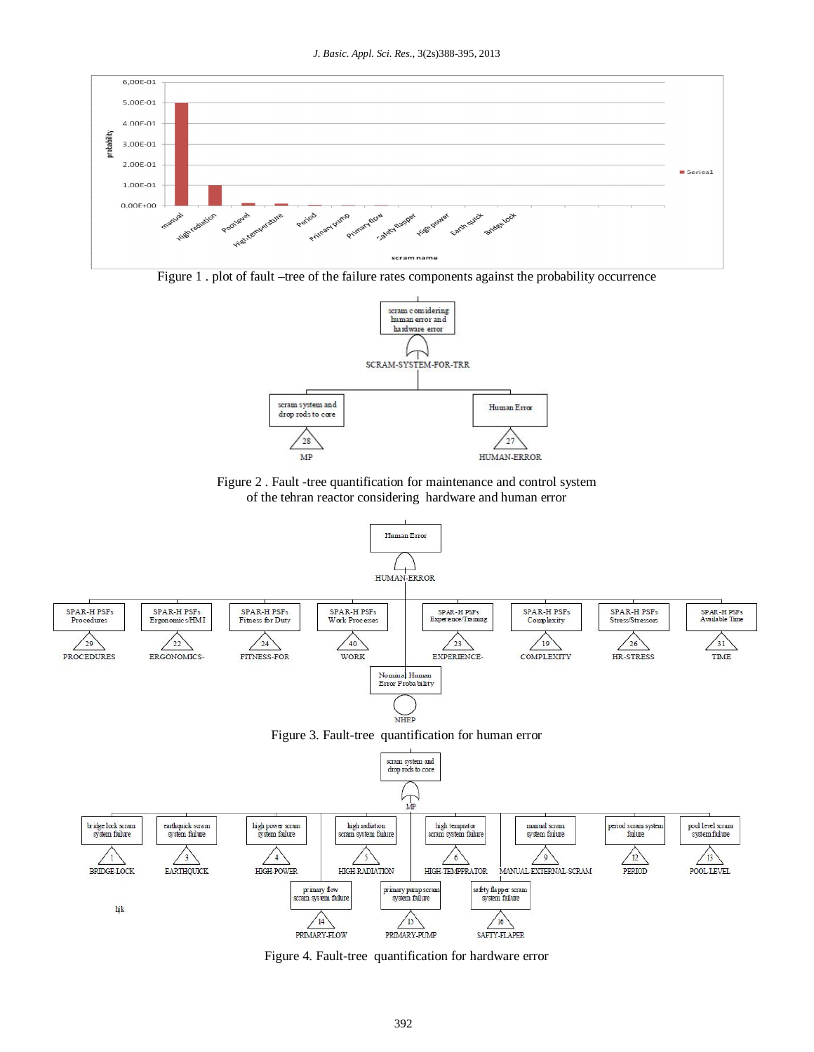Figure 1 . plot of fault –tree of the failure rates components against the probability occurrence

Figure 2 . Fault -tree quantification for maintenance and control system of the tehran reactor considering hardware and human error

Figure 3. Fault-tree quantification for human error

Figure 4. Fault-tree quantification for hardware error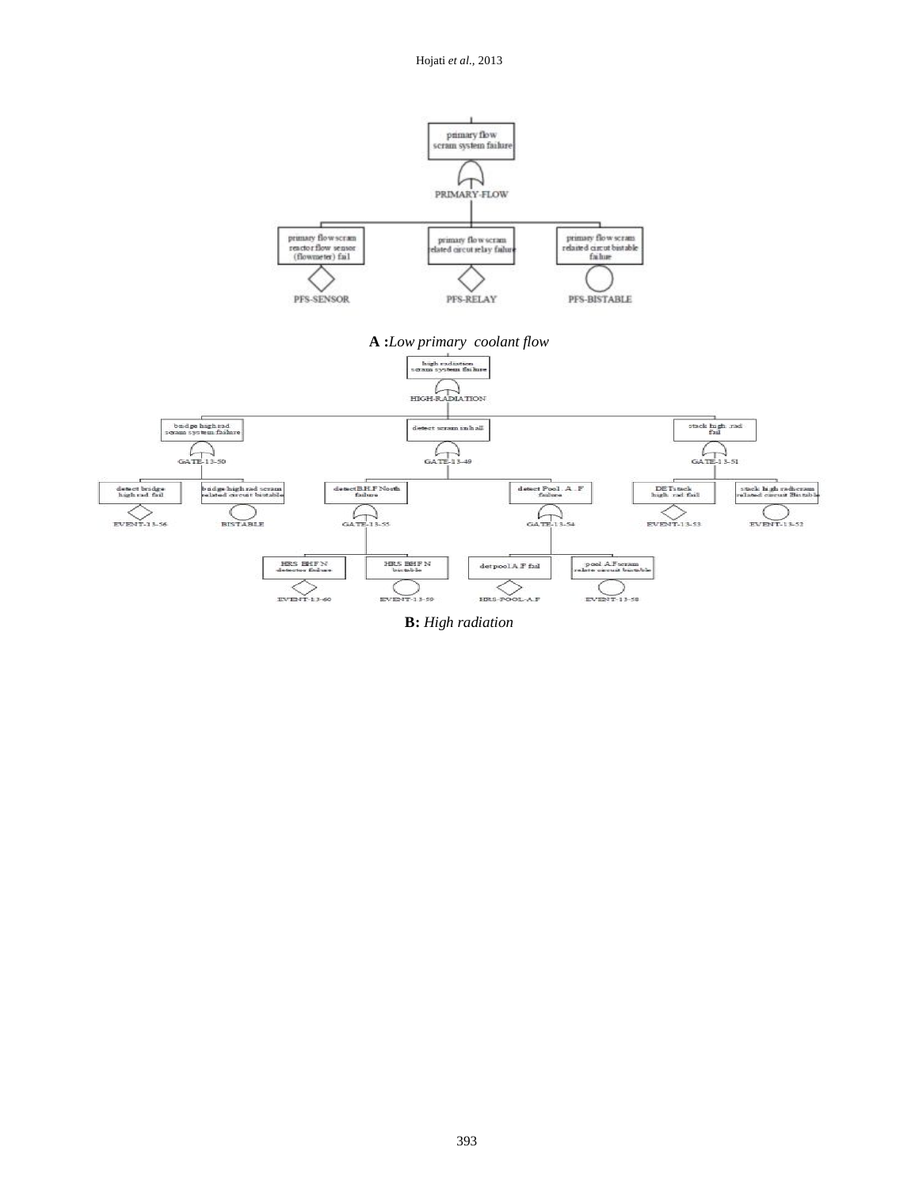**A :** *Low primary coolant flow*

**B:** *High radiation*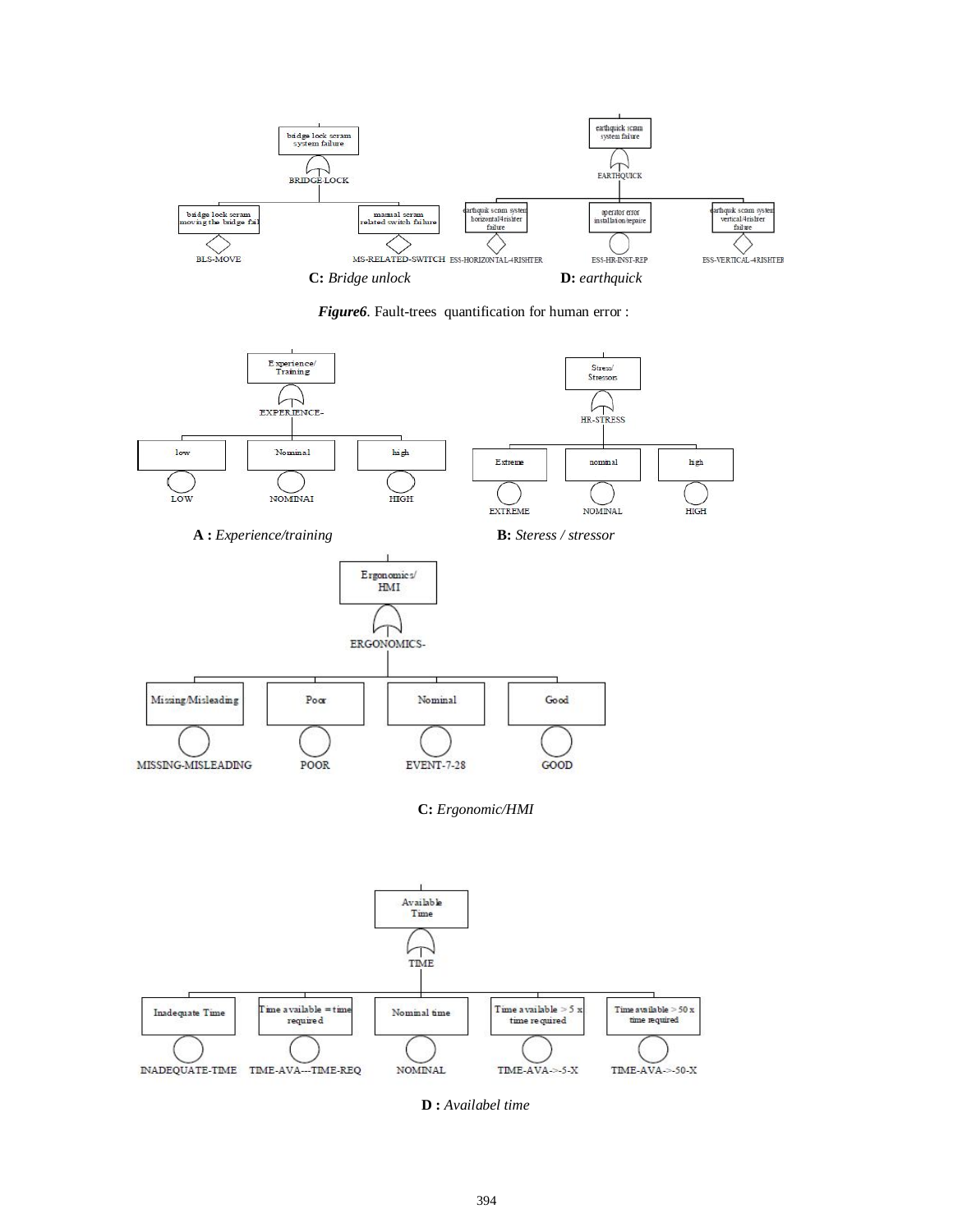bridge lock scram system failure

BRIDGE-LOCK

bridge lock scram moving the bridge fail — BLS-MOVE

manual scram related switch failure — MS-RELATED-SWITCH

earthquick scram system failure

EARTHQUICK

earthquik scram system horizontal4rishter failure — ESS-HORIZONTAL-4RISHTER

operator error installation/repaire — ESS-HR-INST-REP

earthquik scram system vertical.4rishter failure — ESS-VERTICAL-4RISHTER

**C:** *Bridge unlock* **D:** *earthquick*

***Figure6***. Fault-trees quantification for human error :

Experience/ Training

EXPERIENCE-

low — LOW

Nominal — NOMINAI

high — HIGH

Stress/ Stressors

HR-STRESS

Extreme — EXTREME

nominal — NOMINAL

high — HIGH

**A :** *Experience/training* **B:** *Steress / stressor*

Ergonomics/ HMI

ERGONOMICS-

Missing/Misleading — MISSING-MISLEADING

Poor — POOR

Nominal — EVENT-7-28

Good — GOOD

**C:** *Ergonomic/HMI*

Available Time

TIME

Inadequate Time — INADEQUATE-TIME

Time available = time required — TIME-AVA---TIME-REQ

Nominal time — NOMINAL

Time available > 5 x time required — TIME-AVA->-5-X

Time available > 50 x time required — TIME-AVA->-50-X

**D :** *Availabel time*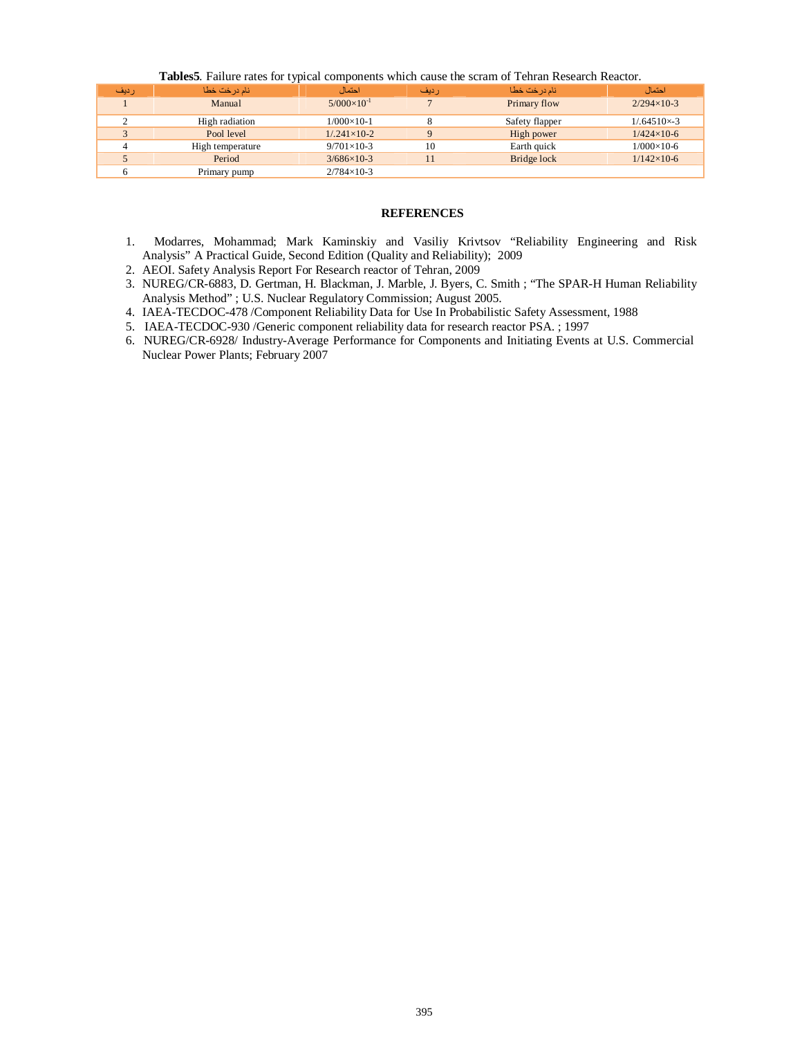**Tables5**. Failure rates for typical components which cause the scram of Tehran Research Reactor.

| ردیف | نام درخت خطا | احتمال | ردیف | نام درخت خطا | احتمال |
|---|---|---|---|---|---|
| 1 | Manual | $5/000\times10^{-1}$ | 7 | Primary flow | 2/294×10-3 |
| 2 | High radiation | 1/000×10-1 | 8 | Safety flapper | 1/.64510×-3 |
| 3 | Pool level | 1/.241×10-2 | 9 | High power | 1/424×10-6 |
| 4 | High temperature | 9/701×10-3 | 10 | Earth quick | 1/000×10-6 |
| 5 | Period | 3/686×10-3 | 11 | Bridge lock | 1/142×10-6 |
| 6 | Primary pump | 2/784×10-3 | | | |

## REFERENCES

1. Modarres, Mohammad; Mark Kaminskiy and Vasiliy Krivtsov "Reliability Engineering and Risk Analysis" A Practical Guide, Second Edition (Quality and Reliability); 2009
2. AEOI. Safety Analysis Report For Research reactor of Tehran, 2009
3. NUREG/CR-6883, D. Gertman, H. Blackman, J. Marble, J. Byers, C. Smith ; "The SPAR-H Human Reliability Analysis Method" ; U.S. Nuclear Regulatory Commission; August 2005.
4. IAEA-TECDOC-478 /Component Reliability Data for Use In Probabilistic Safety Assessment, 1988
5. IAEA-TECDOC-930 /Generic component reliability data for research reactor PSA. ; 1997
6. NUREG/CR-6928/ Industry-Average Performance for Components and Initiating Events at U.S. Commercial Nuclear Power Plants; February 2007